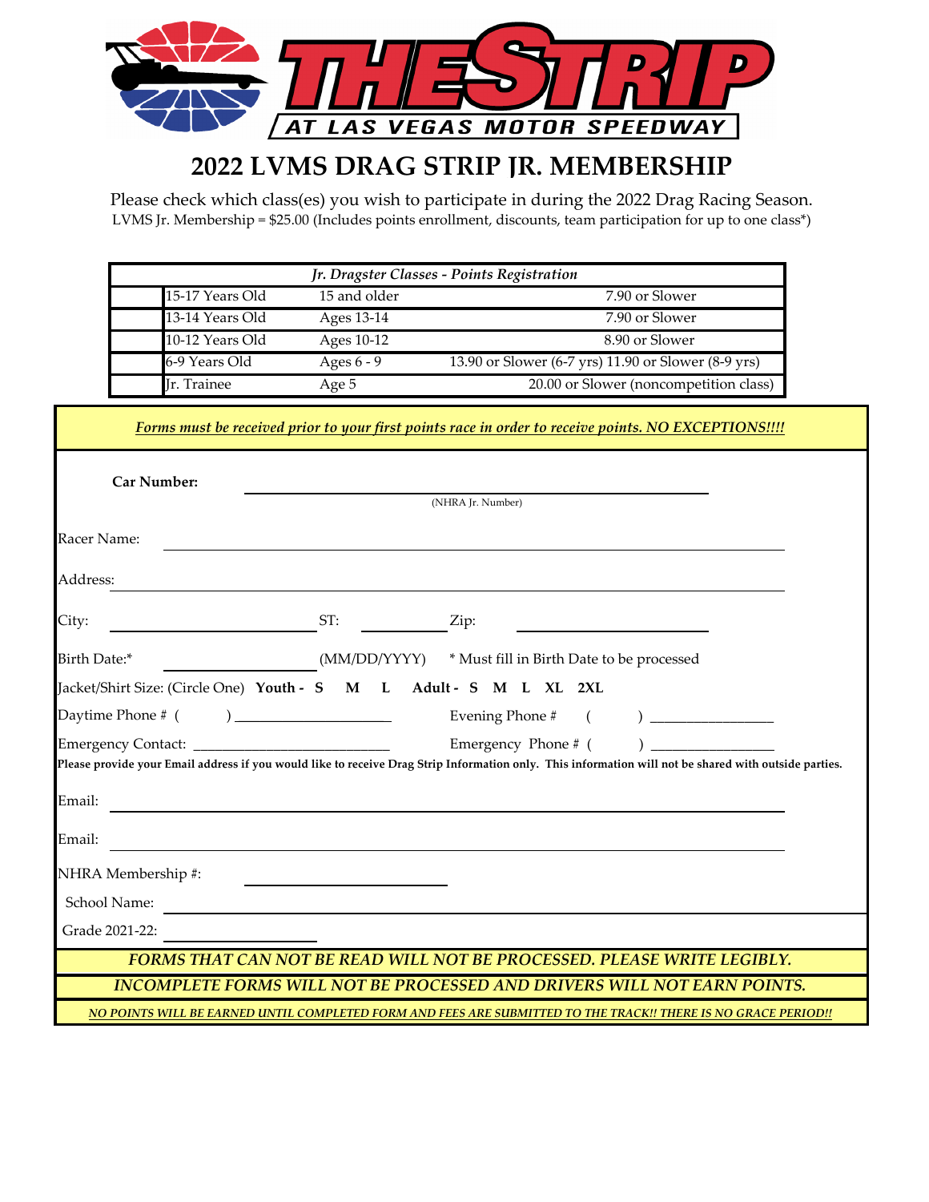THE STRIP AT LAS VEGAS MOTOR SPEEDWAY

# 2022 LVMS DRAG STRIP JR. MEMBERSHIP

Please check which class(es) you wish to participate in during the 2022 Drag Racing Season.
LVMS Jr. Membership = $25.00 (Includes points enrollment, discounts, team participation for up to one class*)

| *Jr. Dragster Classes - Points Registration* | | | |
|---|---|---|---|
| | 15-17 Years Old | 15 and older | 7.90 or Slower |
| | 13-14 Years Old | Ages 13-14 | 7.90 or Slower |
| | 10-12 Years Old | Ages 10-12 | 8.90 or Slower |
| | 6-9 Years Old | Ages 6 - 9 | 13.90 or Slower (6-7 yrs) 11.90 or Slower (8-9 yrs) |
| | Jr. Trainee | Age 5 | 20.00 or Slower (noncompetition class) |

***Forms must be received prior to your first points race in order to receive points. NO EXCEPTIONS!!!!***

**Car Number:** ____________________________
(NHRA Jr. Number)

Racer Name: ____________________________

Address: ____________________________

City: ______________ ST: ________ Zip: ______________

Birth Date:* ______________ (MM/DD/YYYY) * Must fill in Birth Date to be processed

Jacket/Shirt Size: (Circle One) **Youth - S M L Adult - S M L XL 2XL**

Daytime Phone # ( ) ______________ Evening Phone # ( ) ______________

Emergency Contact: ______________ Emergency Phone # ( ) ______________

**Please provide your Email address if you would like to receive Drag Strip Information only. This information will not be shared with outside parties.**

Email: ____________________________

Email: ____________________________

NHRA Membership #: ______________

School Name: ____________________________

Grade 2021-22: ______________

***FORMS THAT CAN NOT BE READ WILL NOT BE PROCESSED. PLEASE WRITE LEGIBLY.***

***INCOMPLETE FORMS WILL NOT BE PROCESSED AND DRIVERS WILL NOT EARN POINTS.***

***NO POINTS WILL BE EARNED UNTIL COMPLETED FORM AND FEES ARE SUBMITTED TO THE TRACK!! THERE IS NO GRACE PERIOD!!***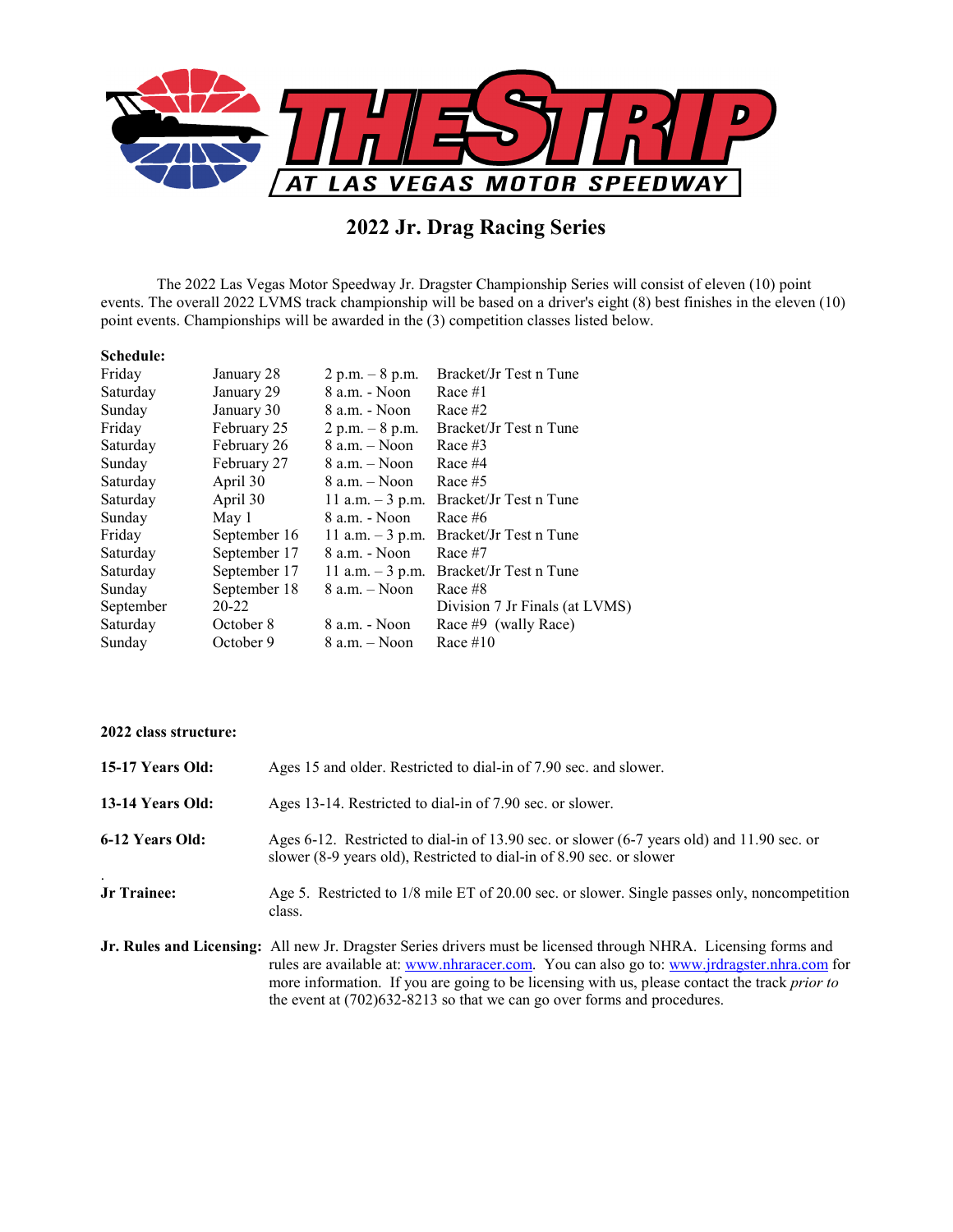THE STRIP AT LAS VEGAS MOTOR SPEEDWAY

# 2022 Jr. Drag Racing Series

The 2022 Las Vegas Motor Speedway Jr. Dragster Championship Series will consist of eleven (10) point events. The overall 2022 LVMS track championship will be based on a driver's eight (8) best finishes in the eleven (10) point events. Championships will be awarded in the (3) competition classes listed below.

**Schedule:**

| | | | |
|---|---|---|---|
| Friday | January 28 | 2 p.m. – 8 p.m. | Bracket/Jr Test n Tune |
| Saturday | January 29 | 8 a.m. - Noon | Race #1 |
| Sunday | January 30 | 8 a.m. - Noon | Race #2 |
| Friday | February 25 | 2 p.m. – 8 p.m. | Bracket/Jr Test n Tune |
| Saturday | February 26 | 8 a.m. – Noon | Race #3 |
| Sunday | February 27 | 8 a.m. – Noon | Race #4 |
| Saturday | April 30 | 8 a.m. – Noon | Race #5 |
| Saturday | April 30 | 11 a.m. – 3 p.m. | Bracket/Jr Test n Tune |
| Sunday | May 1 | 8 a.m. - Noon | Race #6 |
| Friday | September 16 | 11 a.m. – 3 p.m. | Bracket/Jr Test n Tune |
| Saturday | September 17 | 8 a.m. - Noon | Race #7 |
| Saturday | September 17 | 11 a.m. – 3 p.m. | Bracket/Jr Test n Tune |
| Sunday | September 18 | 8 a.m. – Noon | Race #8 |
| September | 20-22 | | Division 7 Jr Finals (at LVMS) |
| Saturday | October 8 | 8 a.m. - Noon | Race #9 (wally Race) |
| Sunday | October 9 | 8 a.m. – Noon | Race #10 |

**2022 class structure:**

**15-17 Years Old:** Ages 15 and older. Restricted to dial-in of 7.90 sec. and slower.

**13-14 Years Old:** Ages 13-14. Restricted to dial-in of 7.90 sec. or slower.

**6-12 Years Old:** Ages 6-12. Restricted to dial-in of 13.90 sec. or slower (6-7 years old) and 11.90 sec. or slower (8-9 years old), Restricted to dial-in of 8.90 sec. or slower

**Jr Trainee:** Age 5. Restricted to 1/8 mile ET of 20.00 sec. or slower. Single passes only, noncompetition class.

**Jr. Rules and Licensing:** All new Jr. Dragster Series drivers must be licensed through NHRA. Licensing forms and rules are available at: www.nhraracer.com. You can also go to: www.jrdragster.nhra.com for more information. If you are going to be licensing with us, please contact the track *prior to* the event at (702)632-8213 so that we can go over forms and procedures.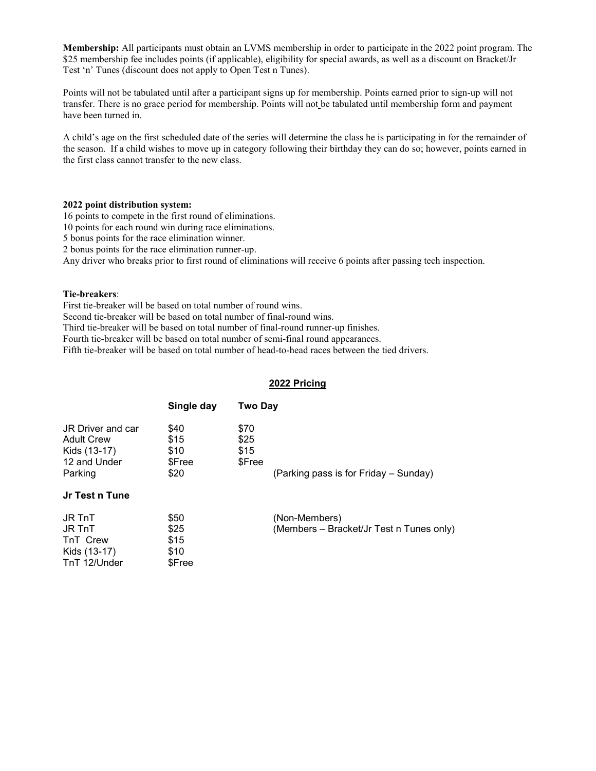**Membership:** All participants must obtain an LVMS membership in order to participate in the 2022 point program. The $25 membership fee includes points (if applicable), eligibility for special awards, as well as a discount on Bracket/Jr Test 'n' Tunes (discount does not apply to Open Test n Tunes).

Points will not be tabulated until after a participant signs up for membership. Points earned prior to sign-up will not transfer. There is no grace period for membership. Points will not be tabulated until membership form and payment have been turned in.

A child's age on the first scheduled date of the series will determine the class he is participating in for the remainder of the season. If a child wishes to move up in category following their birthday they can do so; however, points earned in the first class cannot transfer to the new class.

**2022 point distribution system:**

16 points to compete in the first round of eliminations.
10 points for each round win during race eliminations.
5 bonus points for the race elimination winner.
2 bonus points for the race elimination runner-up.
Any driver who breaks prior to first round of eliminations will receive 6 points after passing tech inspection.

**Tie-breakers**:

First tie-breaker will be based on total number of round wins.
Second tie-breaker will be based on total number of final-round wins.
Third tie-breaker will be based on total number of final-round runner-up finishes.
Fourth tie-breaker will be based on total number of semi-final round appearances.
Fifth tie-breaker will be based on total number of head-to-head races between the tied drivers.

## 2022 Pricing

| | **Single day** | **Two Day** | |
|---|---|---|---|
| JR Driver and car | $40 | $70 | |
| Adult Crew | $15 | $25 | |
| Kids (13-17) | $10 | $15 | |
| 12 and Under | $Free | $Free | |
| Parking | $20 | | (Parking pass is for Friday – Sunday) |

**Jr Test n Tune**

| | | |
|---|---|---|
| JR TnT | $50 | (Non-Members) |
| JR TnT | $25 | (Members – Bracket/Jr Test n Tunes only) |
| TnT Crew | $15 | |
| Kids (13-17) | $10 | |
| TnT 12/Under | $Free | |